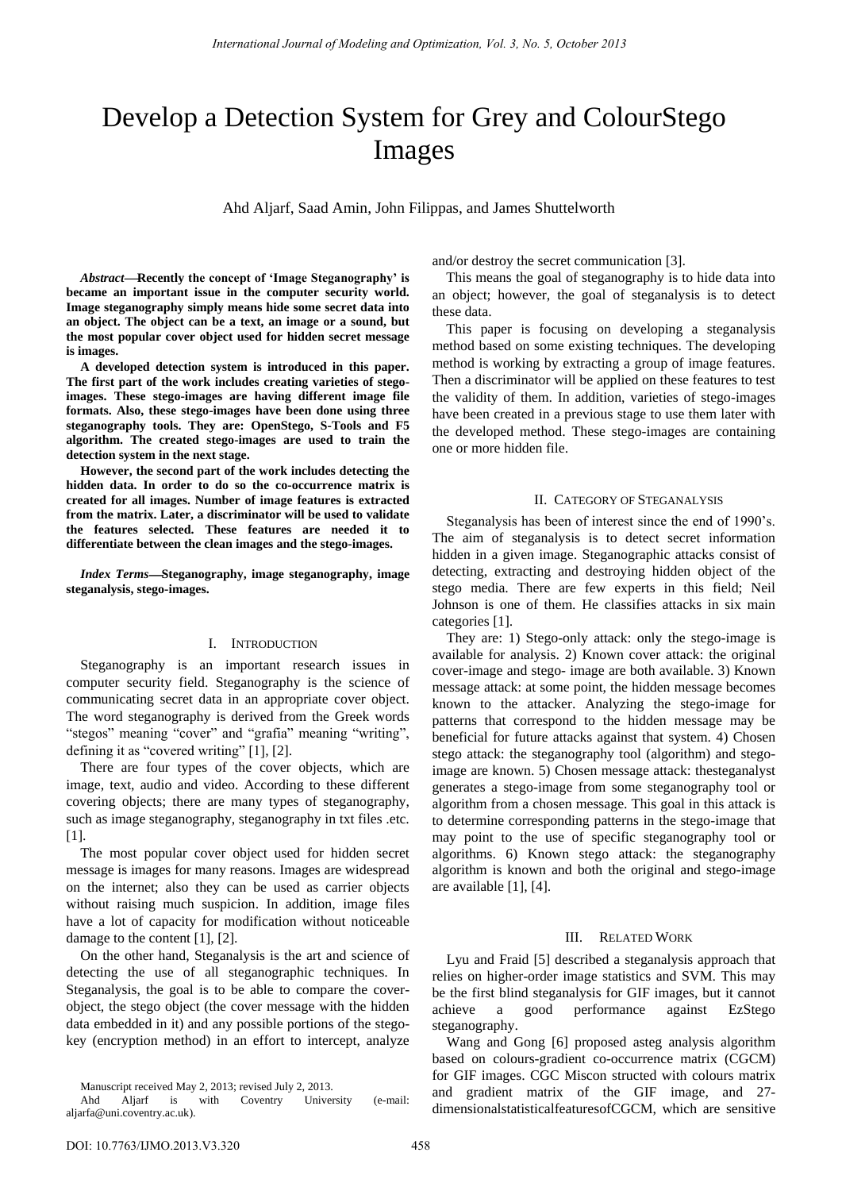# Develop a Detection System for Grey and ColourStego Images

Ahd Aljarf, Saad Amin, John Filippas, and James Shuttelworth

***Abstract*—Recently the concept of 'Image Steganography' is became an important issue in the computer security world. Image steganography simply means hide some secret data into an object. The object can be a text, an image or a sound, but the most popular cover object used for hidden secret message is images.**

**A developed detection system is introduced in this paper. The first part of the work includes creating varieties of stego-images. These stego-images are having different image file formats. Also, these stego-images have been done using three steganography tools. They are: OpenStego, S-Tools and F5 algorithm. The created stego-images are used to train the detection system in the next stage.**

**However, the second part of the work includes detecting the hidden data. In order to do so the co-occurrence matrix is created for all images. Number of image features is extracted from the matrix. Later, a discriminator will be used to validate the features selected. These features are needed it to differentiate between the clean images and the stego-images.**

***Index Terms*—Steganography, image steganography, image steganalysis, stego-images.**

## I. Introduction

Steganography is an important research issues in computer security field. Steganography is the science of communicating secret data in an appropriate cover object. The word steganography is derived from the Greek words "stegos" meaning "cover" and "grafia" meaning "writing", defining it as "covered writing" [1], [2].

There are four types of the cover objects, which are image, text, audio and video. According to these different covering objects; there are many types of steganography, such as image steganography, steganography in txt files .etc. [1].

The most popular cover object used for hidden secret message is images for many reasons. Images are widespread on the internet; also they can be used as carrier objects without raising much suspicion. In addition, image files have a lot of capacity for modification without noticeable damage to the content [1], [2].

On the other hand, Steganalysis is the art and science of detecting the use of all steganographic techniques. In Steganalysis, the goal is to be able to compare the cover-object, the stego object (the cover message with the hidden data embedded in it) and any possible portions of the stego-key (encryption method) in an effort to intercept, analyze and/or destroy the secret communication [3].

This means the goal of steganography is to hide data into an object; however, the goal of steganalysis is to detect these data.

This paper is focusing on developing a steganalysis method based on some existing techniques. The developing method is working by extracting a group of image features. Then a discriminator will be applied on these features to test the validity of them. In addition, varieties of stego-images have been created in a previous stage to use them later with the developed method. These stego-images are containing one or more hidden file.

## II. Category of Steganalysis

Steganalysis has been of interest since the end of 1990's. The aim of steganalysis is to detect secret information hidden in a given image. Steganographic attacks consist of detecting, extracting and destroying hidden object of the stego media. There are few experts in this field; Neil Johnson is one of them. He classifies attacks in six main categories [1].

They are: 1) Stego-only attack: only the stego-image is available for analysis. 2) Known cover attack: the original cover-image and stego- image are both available. 3) Known message attack: at some point, the hidden message becomes known to the attacker. Analyzing the stego-image for patterns that correspond to the hidden message may be beneficial for future attacks against that system. 4) Chosen stego attack: the steganography tool (algorithm) and stego-image are known. 5) Chosen message attack: thesteganalyst generates a stego-image from some steganography tool or algorithm from a chosen message. This goal in this attack is to determine corresponding patterns in the stego-image that may point to the use of specific steganography tool or algorithms. 6) Known stego attack: the steganography algorithm is known and both the original and stego-image are available [1], [4].

## III. Related Work

Lyu and Fraid [5] described a steganalysis approach that relies on higher-order image statistics and SVM. This may be the first blind steganalysis for GIF images, but it cannot achieve a good performance against EzStego steganography.

Wang and Gong [6] proposed asteg analysis algorithm based on colours-gradient co-occurrence matrix (CGCM) for GIF images. CGC Miscon structed with colours matrix and gradient matrix of the GIF image, and 27-dimensionalstatisticalfeaturesofCGCM, which are sensitive

Manuscript received May 2, 2013; revised July 2, 2013.

Ahd Aljarf is with Coventry University (e-mail: aljarfa@uni.coventry.ac.uk).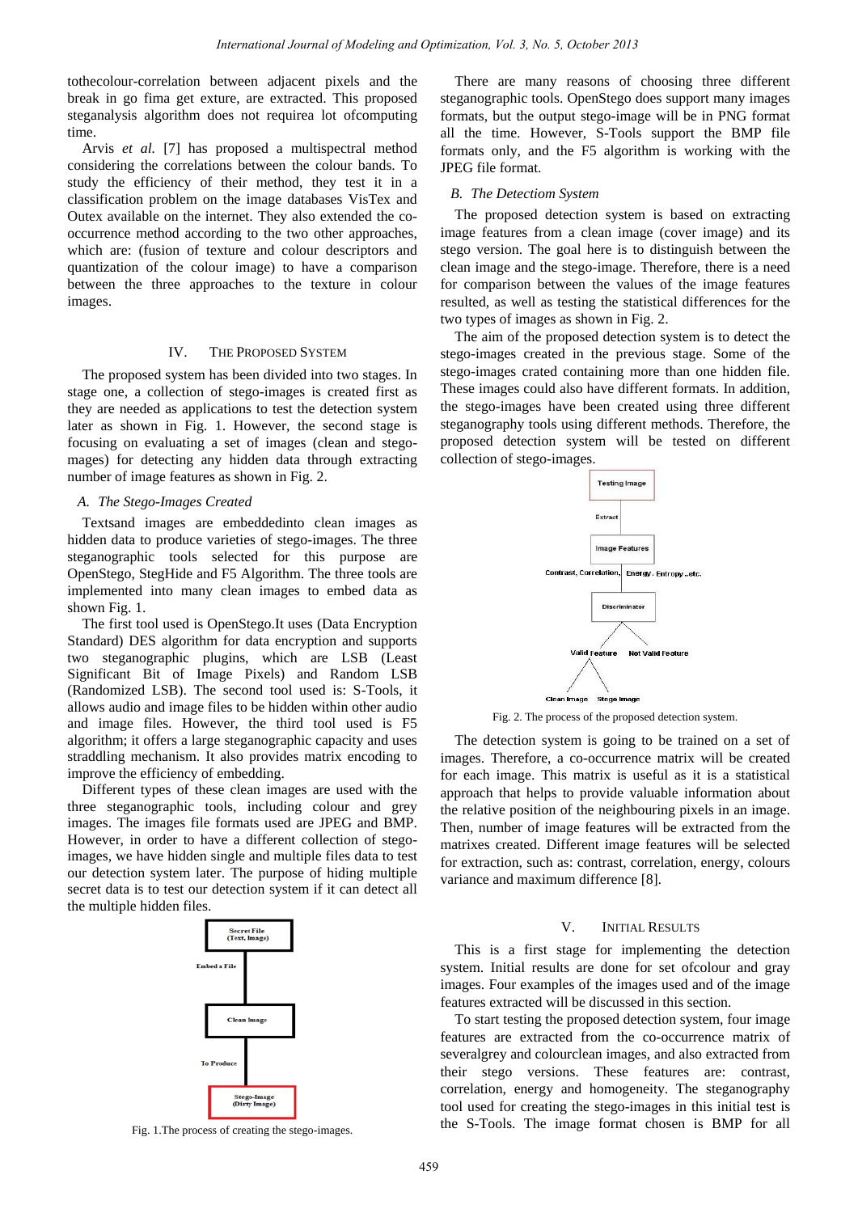tothecolour-correlation between adjacent pixels and the break in go fima get exture, are extracted. This proposed steganalysis algorithm does not requirea lot ofcomputing time.

Arvis *et al.* [7] has proposed a multispectral method considering the correlations between the colour bands. To study the efficiency of their method, they test it in a classification problem on the image databases VisTex and Outex available on the internet. They also extended the co-occurrence method according to the two other approaches, which are: (fusion of texture and colour descriptors and quantization of the colour image) to have a comparison between the three approaches to the texture in colour images.

## IV. The Proposed System

The proposed system has been divided into two stages. In stage one, a collection of stego-images is created first as they are needed as applications to test the detection system later as shown in Fig. 1. However, the second stage is focusing on evaluating a set of images (clean and stego-mages) for detecting any hidden data through extracting number of image features as shown in Fig. 2.

### A. The Stego-Images Created

Textsand images are embeddedinto clean images as hidden data to produce varieties of stego-images. The three steganographic tools selected for this purpose are OpenStego, StegHide and F5 Algorithm. The three tools are implemented into many clean images to embed data as shown Fig. 1.

The first tool used is OpenStego.It uses (Data Encryption Standard) DES algorithm for data encryption and supports two steganographic plugins, which are LSB (Least Significant Bit of Image Pixels) and Random LSB (Randomized LSB). The second tool used is: S-Tools, it allows audio and image files to be hidden within other audio and image files. However, the third tool used is F5 algorithm; it offers a large steganographic capacity and uses straddling mechanism. It also provides matrix encoding to improve the efficiency of embedding.

Different types of these clean images are used with the three steganographic tools, including colour and grey images. The images file formats used are JPEG and BMP. However, in order to have a different collection of stego-images, we have hidden single and multiple files data to test our detection system later. The purpose of hiding multiple secret data is to test our detection system if it can detect all the multiple hidden files.

Secret File (Text, Image) → Embed a File → Clean Image → To Produce → Stego-Image (Dirty Image)

Fig. 1.The process of creating the stego-images.

There are many reasons of choosing three different steganographic tools. OpenStego does support many images formats, but the output stego-image will be in PNG format all the time. However, S-Tools support the BMP file formats only, and the F5 algorithm is working with the JPEG file format.

### B. The Detection System

The proposed detection system is based on extracting image features from a clean image (cover image) and its stego version. The goal here is to distinguish between the clean image and the stego-image. Therefore, there is a need for comparison between the values of the image features resulted, as well as testing the statistical differences for the two types of images as shown in Fig. 2.

The aim of the proposed detection system is to detect the stego-images created in the previous stage. Some of the stego-images crated containing more than one hidden file. These images could also have different formats. In addition, the stego-images have been created using three different steganography tools using different methods. Therefore, the proposed detection system will be tested on different collection of stego-images.

Testing Image → Extract → Image Features (Contrast, Correlation, Energy, Entropy..etc.) → Discriminator → Valid Feature / Not Valid Feature → Clean Image / Stego Image

Fig. 2. The process of the proposed detection system.

The detection system is going to be trained on a set of images. Therefore, a co-occurrence matrix will be created for each image. This matrix is useful as it is a statistical approach that helps to provide valuable information about the relative position of the neighbouring pixels in an image. Then, number of image features will be extracted from the matrixes created. Different image features will be selected for extraction, such as: contrast, correlation, energy, colours variance and maximum difference [8].

## V. Initial Results

This is a first stage for implementing the detection system. Initial results are done for set ofcolour and gray images. Four examples of the images used and of the image features extracted will be discussed in this section.

To start testing the proposed detection system, four image features are extracted from the co-occurrence matrix of severalgrey and colourclean images, and also extracted from their stego versions. These features are: contrast, correlation, energy and homogeneity. The steganography tool used for creating the stego-images in this initial test is the S-Tools. The image format chosen is BMP for all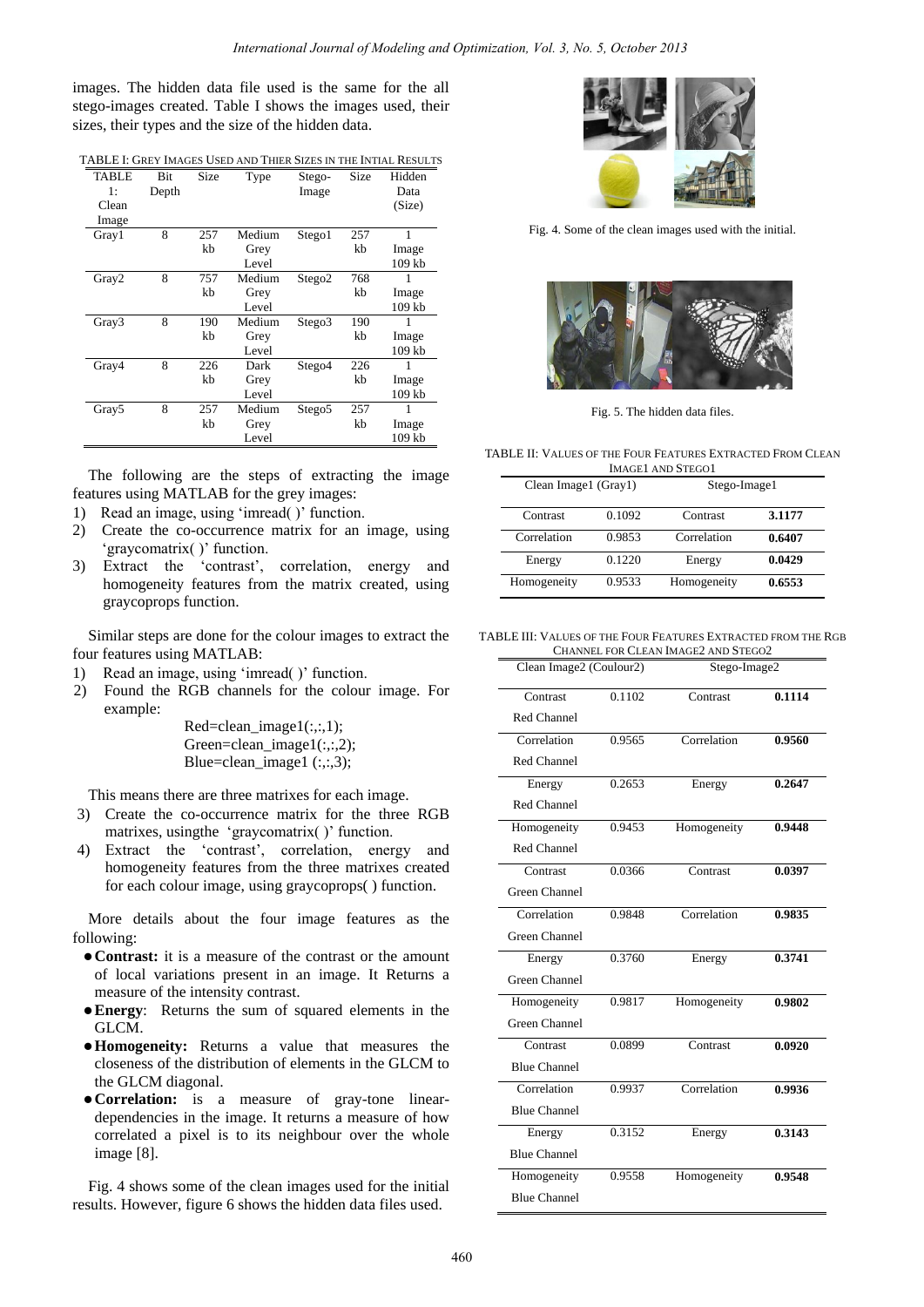images. The hidden data file used is the same for the all stego-images created. Table I shows the images used, their sizes, their types and the size of the hidden data.

TABLE I: GREY IMAGES USED AND THIER SIZES IN THE INTIAL RESULTS

| TABLE 1: Clean Image | Bit Depth | Size | Type | Stego-Image | Size | Hidden Data (Size) |
|---|---|---|---|---|---|---|
| Gray1 | 8 | 257 kb | Medium Grey Level | Stego1 | 257 kb | 1 Image 109 kb |
| Gray2 | 8 | 757 kb | Medium Grey Level | Stego2 | 768 kb | 1 Image 109 kb |
| Gray3 | 8 | 190 kb | Medium Grey Level | Stego3 | 190 kb | 1 Image 109 kb |
| Gray4 | 8 | 226 kb | Dark Grey Level | Stego4 | 226 kb | 1 Image 109 kb |
| Gray5 | 8 | 257 kb | Medium Grey Level | Stego5 | 257 kb | 1 Image 109 kb |

The following are the steps of extracting the image features using MATLAB for the grey images:

1) Read an image, using 'imread( )' function.
2) Create the co-occurrence matrix for an image, using 'graycomatrix( )' function.
3) Extract the 'contrast', correlation, energy and homogeneity features from the matrix created, using graycoprops function.

Similar steps are done for the colour images to extract the four features using MATLAB:

1) Read an image, using 'imread( )' function.
2) Found the RGB channels for the colour image. For example:

```
Red=clean_image1(:,:,1);
Green=clean_image1(:,:,2);
Blue=clean_image1 (:,:,3);
```

This means there are three matrixes for each image.

3) Create the co-occurrence matrix for the three RGB matrixes, usingthe 'graycomatrix( )' function.
4) Extract the 'contrast', correlation, energy and homogeneity features from the three matrixes created for each colour image, using graycoprops( ) function.

More details about the four image features as the following:

- **Contrast:** it is a measure of the contrast or the amount of local variations present in an image. It Returns a measure of the intensity contrast.
- **Energy**: Returns the sum of squared elements in the GLCM.
- **Homogeneity:** Returns a value that measures the closeness of the distribution of elements in the GLCM to the GLCM diagonal.
- **Correlation:** is a measure of gray-tone linear-dependencies in the image. It returns a measure of how correlated a pixel is to its neighbour over the whole image [8].

Fig. 4 shows some of the clean images used for the initial results. However, figure 6 shows the hidden data files used.

Fig. 4. Some of the clean images used with the initial.

Fig. 5. The hidden data files.

TABLE II: VALUES OF THE FOUR FEATURES EXTRACTED FROM CLEAN IMAGE1 AND STEGO1

| Clean Image1 (Gray1) | | Stego-Image1 | |
|---|---|---|---|
| Contrast | 0.1092 | Contrast | **3.1177** |
| Correlation | 0.9853 | Correlation | **0.6407** |
| Energy | 0.1220 | Energy | **0.0429** |
| Homogeneity | 0.9533 | Homogeneity | **0.6553** |

TABLE III: VALUES OF THE FOUR FEATURES EXTRACTED FROM THE RGB CHANNEL FOR CLEAN IMAGE2 AND STEGO2

| Clean Image2 (Coulour2) | | Stego-Image2 | |
|---|---|---|---|
| Contrast Red Channel | 0.1102 | Contrast | **0.1114** |
| Correlation Red Channel | 0.9565 | Correlation | **0.9560** |
| Energy Red Channel | 0.2653 | Energy | **0.2647** |
| Homogeneity Red Channel | 0.9453 | Homogeneity | **0.9448** |
| Contrast Green Channel | 0.0366 | Contrast | **0.0397** |
| Correlation Green Channel | 0.9848 | Correlation | **0.9835** |
| Energy Green Channel | 0.3760 | Energy | **0.3741** |
| Homogeneity Green Channel | 0.9817 | Homogeneity | **0.9802** |
| Contrast Blue Channel | 0.0899 | Contrast | **0.0920** |
| Correlation Blue Channel | 0.9937 | Correlation | **0.9936** |
| Energy Blue Channel | 0.3152 | Energy | **0.3143** |
| Homogeneity Blue Channel | 0.9558 | Homogeneity | **0.9548** |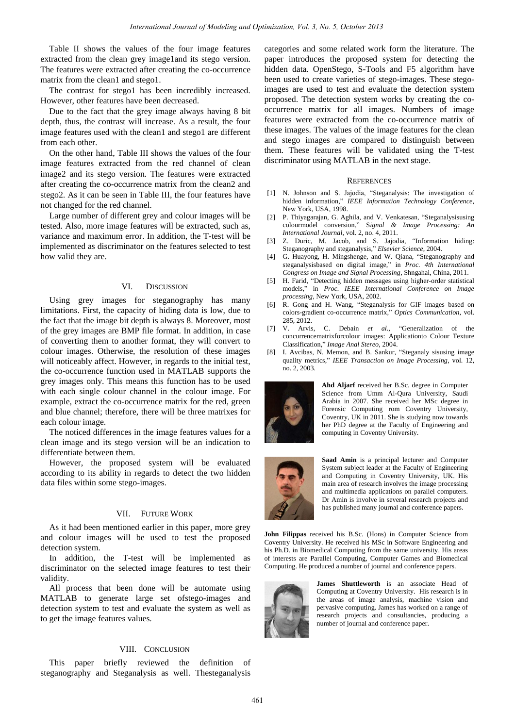Table II shows the values of the four image features extracted from the clean grey image1and its stego version. The features were extracted after creating the co-occurrence matrix from the clean1 and stego1.

The contrast for stego1 has been incredibly increased. However, other features have been decreased.

Due to the fact that the grey image always having 8 bit depth, thus, the contrast will increase. As a result, the four image features used with the clean1 and stego1 are different from each other.

On the other hand, Table III shows the values of the four image features extracted from the red channel of clean image2 and its stego version. The features were extracted after creating the co-occurrence matrix from the clean2 and stego2. As it can be seen in Table III, the four features have not changed for the red channel.

Large number of different grey and colour images will be tested. Also, more image features will be extracted, such as, variance and maximum error. In addition, the T-test will be implemented as discriminator on the features selected to test how valid they are.

## VI. Discussion

Using grey images for steganography has many limitations. First, the capacity of hiding data is low, due to the fact that the image bit depth is always 8. Moreover, most of the grey images are BMP file format. In addition, in case of converting them to another format, they will convert to colour images. Otherwise, the resolution of these images will noticeably affect. However, in regards to the initial test, the co-occurrence function used in MATLAB supports the grey images only. This means this function has to be used with each single colour channel in the colour image. For example, extract the co-occurrence matrix for the red, green and blue channel; therefore, there will be three matrixes for each colour image.

The noticed differences in the image features values for a clean image and its stego version will be an indication to differentiate between them.

However, the proposed system will be evaluated according to its ability in regards to detect the two hidden data files within some stego-images.

## VII. Future Work

As it had been mentioned earlier in this paper, more grey and colour images will be used to test the proposed detection system.

In addition, the T-test will be implemented as discriminator on the selected image features to test their validity.

All process that been done will be automate using MATLAB to generate large set ofstego-images and detection system to test and evaluate the system as well as to get the image features values.

## VIII. Conclusion

This paper briefly reviewed the definition of steganography and Steganalysis as well. Thesteganalysis categories and some related work form the literature. The paper introduces the proposed system for detecting the hidden data. OpenStego, S-Tools and F5 algorithm have been used to create varieties of stego-images. These stego-images are used to test and evaluate the detection system proposed. The detection system works by creating the co-occurrence matrix for all images. Numbers of image features were extracted from the co-occurrence matrix of these images. The values of the image features for the clean and stego images are compared to distinguish between them. These features will be validated using the T-test discriminator using MATLAB in the next stage.

## References

[1] N. Johnson and S. Jajodia, "Steganalysis: The investigation of hidden information," *IEEE Information Technology Conference*, New York, USA, 1998.

[2] P. Thiyagarajan, G. Aghila, and V. Venkatesan, "Steganalysisusing colourmodel conversion," *Signal & Image Processing: An International Journal*, vol. 2, no. 4, 2011.

[3] Z. Duric, M. Jacob, and S. Jajodia, "Information hiding: Steganography and steganalysis," *Elsevier Science*, 2004.

[4] G. Huayong, H. Mingshenge, and W. Qiana, "Steganography and steganalysisbased on digital image," in *Proc. 4th International Congress on Image and Signal Processing*, Shngahai, China, 2011.

[5] H. Farid, "Detecting hidden messages using higher-order statistical models," in *Proc. IEEE International Conference on Image processing*, New York, USA, 2002.

[6] R. Gong and H. Wang, "Steganalysis for GIF images based on colors-gradient co-occurrence matrix," *Optics Communication*, vol. 285, 2012.

[7] V. Arvis, C. Debain *et al*., "Generalization of the concurrencematrixforcolour images: Applicationto Colour Texture Classification," *Image Anal Stereo*, 2004.

[8] I. Avcibas, N. Memon, and B. Sankur, "Steganaly sisusing image quality metrics," *IEEE Transaction on Image Processing*, vol. 12, no. 2, 2003.

**Ahd Aljarf** received her B.Sc. degree in Computer Science from Umm Al-Qura University, Saudi Arabia in 2007. She received her MSc degree in Forensic Computing rom Coventry University, Coventry, UK in 2011. She is studying now towards her PhD degree at the Faculty of Engineering and computing in Coventry University.

**Saad Amin** is a principal lecturer and Computer System subject leader at the Faculty of Engineering and Computing in Coventry University, UK. His main area of research involves the image processing and multimedia applications on parallel computers. Dr Amin is involve in several research projects and has published many journal and conference papers.

**John Filippas** received his B.Sc. (Hons) in Computer Science from Coventry University. He received his MSc in Software Engineering and his Ph.D. in Biomedical Computing from the same university. His areas of interests are Parallel Computing, Computer Games and Biomedical Computing. He produced a number of journal and conference papers.

**James Shuttleworth** is an associate Head of Computing at Coventry University. His research is in the areas of image analysis, machine vision and pervasive computing. James has worked on a range of research projects and consultancies, producing a number of journal and conference paper.